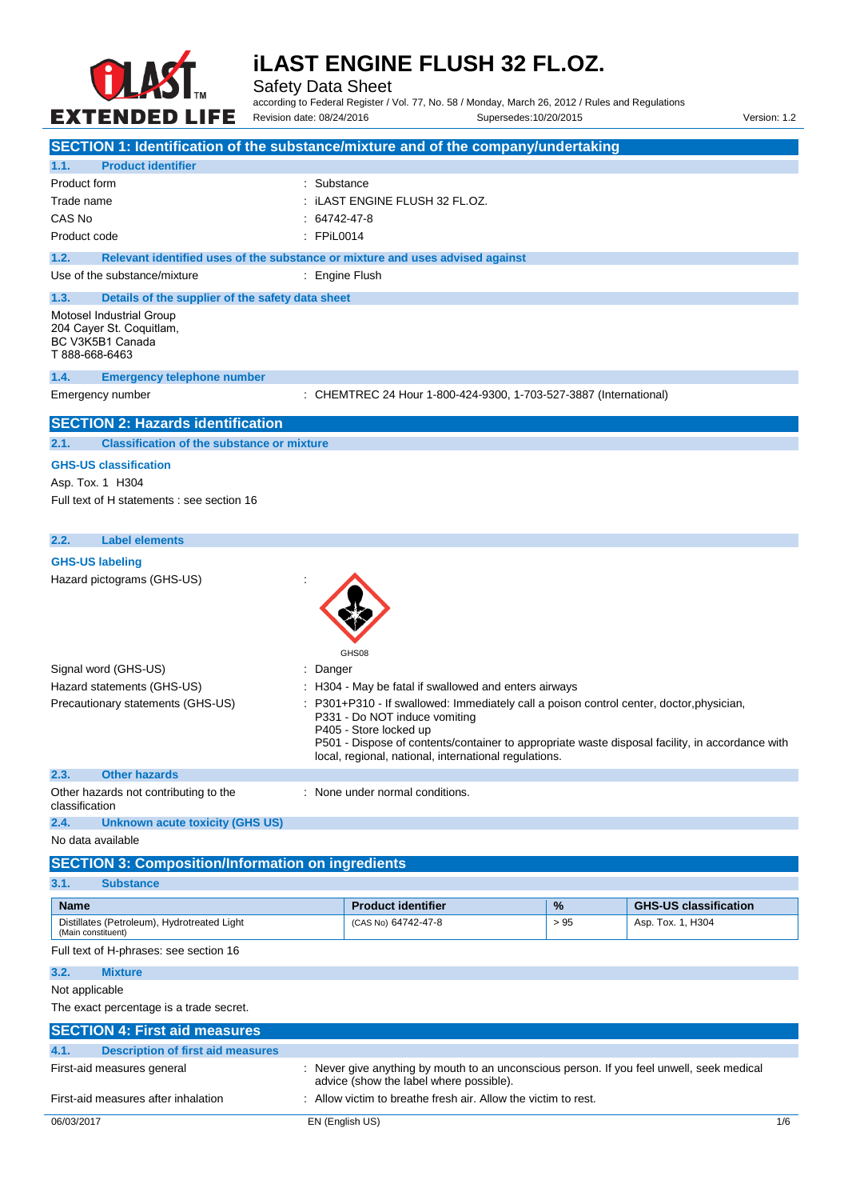# iLAST ENGINE FLUSH 32 FL.OZ.

Safety Data Sheet

according to Federal Register / Vol. 77, No. 58 / Monday, March 26, 2012 / Rules and Regulations

Revision date: 08/24/2016 Supersedes:10/20/2015 Version: 1.2

## SECTION 1: Identification of the substance/mixture and of the company/undertaking

### 1.1. Product identifier

Product form : Substance

Trade name : iLAST ENGINE FLUSH 32 FL.OZ.

CAS No : 64742-47-8

Product code : FPiL0014

### 1.2. Relevant identified uses of the substance or mixture and uses advised against

Use of the substance/mixture : Engine Flush

### 1.3. Details of the supplier of the safety data sheet

Motosel Industrial Group
204 Cayer St. Coquitlam,
BC V3K5B1 Canada
T 888-668-6463

### 1.4. Emergency telephone number

Emergency number : CHEMTREC 24 Hour 1-800-424-9300, 1-703-527-3887 (International)

## SECTION 2: Hazards identification

### 2.1. Classification of the substance or mixture

**GHS-US classification**

Asp. Tox. 1 H304

Full text of H statements : see section 16

### 2.2. Label elements

**GHS-US labeling**

Hazard pictograms (GHS-US) :

GHS08

Signal word (GHS-US) : Danger

Hazard statements (GHS-US) : H304 - May be fatal if swallowed and enters airways

Precautionary statements (GHS-US) : P301+P310 - If swallowed: Immediately call a poison control center, doctor,physician,
P331 - Do NOT induce vomiting
P405 - Store locked up
P501 - Dispose of contents/container to appropriate waste disposal facility, in accordance with local, regional, national, international regulations.

### 2.3. Other hazards

Other hazards not contributing to the classification : None under normal conditions.

### 2.4. Unknown acute toxicity (GHS US)

No data available

## SECTION 3: Composition/Information on ingredients

### 3.1. Substance

| Name | Product identifier | % | GHS-US classification |
|---|---|---|---|
| Distillates (Petroleum), Hydrotreated Light (Main constituent) | (CAS No) 64742-47-8 | > 95 | Asp. Tox. 1, H304 |

Full text of H-phrases: see section 16

### 3.2. Mixture

Not applicable

The exact percentage is a trade secret.

## SECTION 4: First aid measures

### 4.1. Description of first aid measures

First-aid measures general : Never give anything by mouth to an unconscious person. If you feel unwell, seek medical advice (show the label where possible).

First-aid measures after inhalation : Allow victim to breathe fresh air. Allow the victim to rest.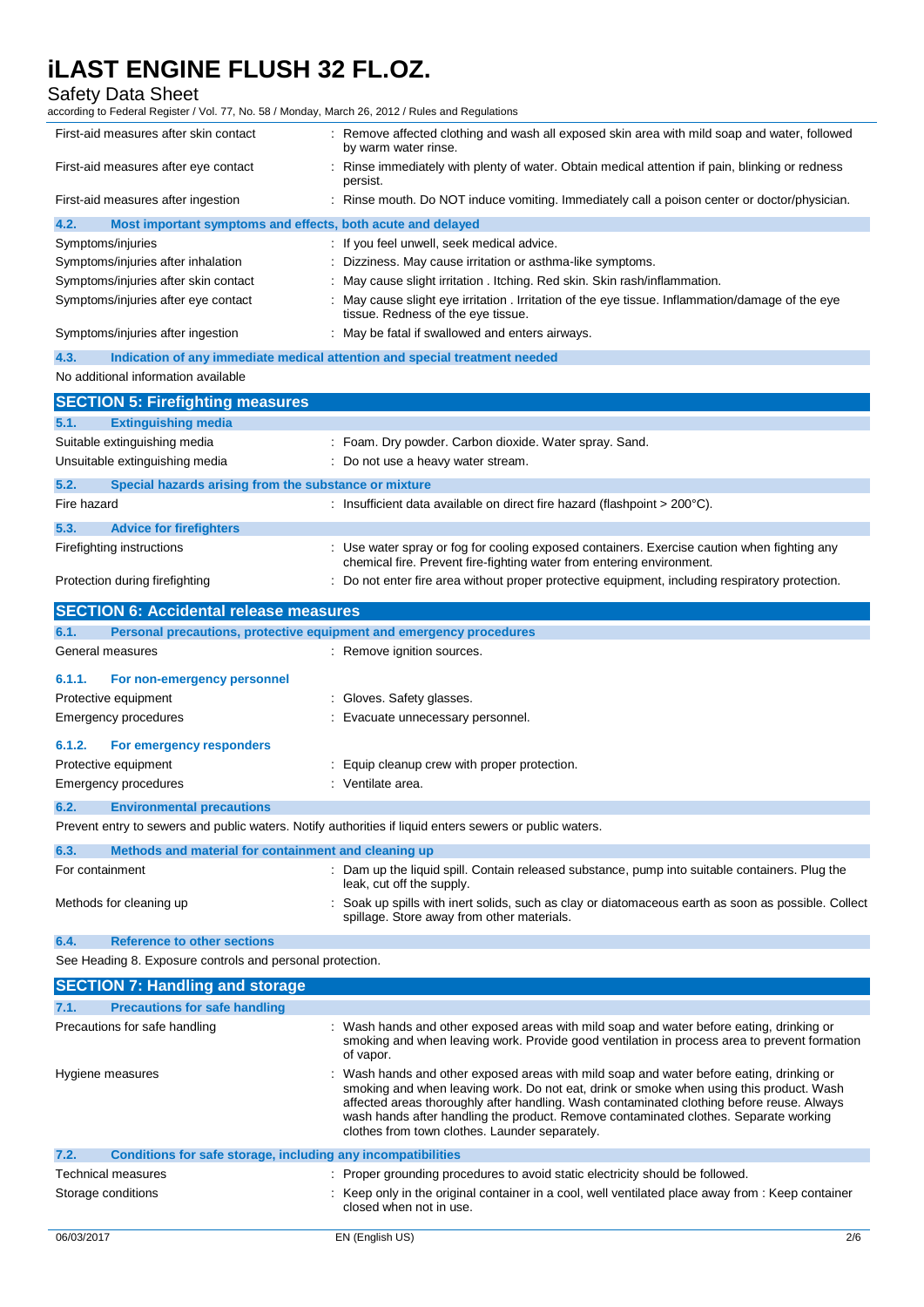| | |
|---|---|
| First-aid measures after skin contact | : Remove affected clothing and wash all exposed skin area with mild soap and water, followed by warm water rinse. |
| First-aid measures after eye contact | : Rinse immediately with plenty of water. Obtain medical attention if pain, blinking or redness persist. |
| First-aid measures after ingestion | : Rinse mouth. Do NOT induce vomiting. Immediately call a poison center or doctor/physician. |

### 4.2. Most important symptoms and effects, both acute and delayed

| | |
|---|---|
| Symptoms/injuries | : If you feel unwell, seek medical advice. |
| Symptoms/injuries after inhalation | : Dizziness. May cause irritation or asthma-like symptoms. |
| Symptoms/injuries after skin contact | : May cause slight irritation . Itching. Red skin. Skin rash/inflammation. |
| Symptoms/injuries after eye contact | : May cause slight eye irritation . Irritation of the eye tissue. Inflammation/damage of the eye tissue. Redness of the eye tissue. |
| Symptoms/injuries after ingestion | : May be fatal if swallowed and enters airways. |

### 4.3. Indication of any immediate medical attention and special treatment needed

No additional information available

## SECTION 5: Firefighting measures

### 5.1. Extinguishing media

| | |
|---|---|
| Suitable extinguishing media | : Foam. Dry powder. Carbon dioxide. Water spray. Sand. |
| Unsuitable extinguishing media | : Do not use a heavy water stream. |

### 5.2. Special hazards arising from the substance or mixture

| | |
|---|---|
| Fire hazard | : Insufficient data available on direct fire hazard (flashpoint > 200°C). |

### 5.3. Advice for firefighters

| | |
|---|---|
| Firefighting instructions | : Use water spray or fog for cooling exposed containers. Exercise caution when fighting any chemical fire. Prevent fire-fighting water from entering environment. |
| Protection during firefighting | : Do not enter fire area without proper protective equipment, including respiratory protection. |

## SECTION 6: Accidental release measures

### 6.1. Personal precautions, protective equipment and emergency procedures

| | |
|---|---|
| General measures | : Remove ignition sources. |

#### 6.1.1. For non-emergency personnel

| | |
|---|---|
| Protective equipment | : Gloves. Safety glasses. |
| Emergency procedures | : Evacuate unnecessary personnel. |

#### 6.1.2. For emergency responders

| | |
|---|---|
| Protective equipment | : Equip cleanup crew with proper protection. |
| Emergency procedures | : Ventilate area. |

### 6.2. Environmental precautions

Prevent entry to sewers and public waters. Notify authorities if liquid enters sewers or public waters.

### 6.3. Methods and material for containment and cleaning up

| | |
|---|---|
| For containment | : Dam up the liquid spill. Contain released substance, pump into suitable containers. Plug the leak, cut off the supply. |
| Methods for cleaning up | : Soak up spills with inert solids, such as clay or diatomaceous earth as soon as possible. Collect spillage. Store away from other materials. |

### 6.4. Reference to other sections

See Heading 8. Exposure controls and personal protection.

## SECTION 7: Handling and storage

### 7.1. Precautions for safe handling

| | |
|---|---|
| Precautions for safe handling | : Wash hands and other exposed areas with mild soap and water before eating, drinking or smoking and when leaving work. Provide good ventilation in process area to prevent formation of vapor. |
| Hygiene measures | : Wash hands and other exposed areas with mild soap and water before eating, drinking or smoking and when leaving work. Do not eat, drink or smoke when using this product. Wash affected areas thoroughly after handling. Wash contaminated clothing before reuse. Always wash hands after handling the product. Remove contaminated clothes. Separate working clothes from town clothes. Launder separately. |

### 7.2. Conditions for safe storage, including any incompatibilities

| | |
|---|---|
| Technical measures | : Proper grounding procedures to avoid static electricity should be followed. |
| Storage conditions | : Keep only in the original container in a cool, well ventilated place away from : Keep container closed when not in use. |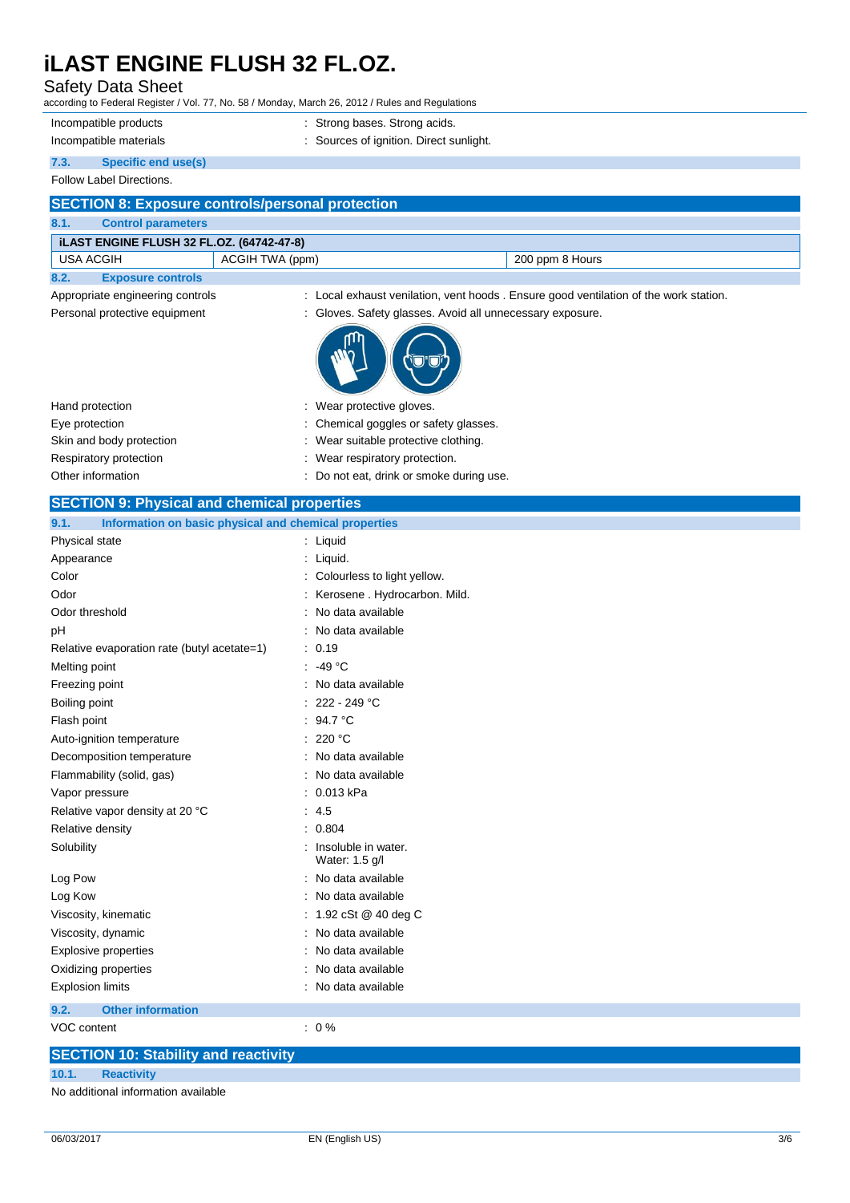| | |
|---|---|
| Incompatible products | : Strong bases. Strong acids. |
| Incompatible materials | : Sources of ignition. Direct sunlight. |

### 7.3. Specific end use(s)

Follow Label Directions.

## SECTION 8: Exposure controls/personal protection

### 8.1. Control parameters

| iLAST ENGINE FLUSH 32 FL.OZ. (64742-47-8) | | |
|---|---|---|
| USA ACGIH | ACGIH TWA (ppm) | 200 ppm 8 Hours |

### 8.2. Exposure controls

| | |
|---|---|
| Appropriate engineering controls | : Local exhaust venilation, vent hoods . Ensure good ventilation of the work station. |
| Personal protective equipment | : Gloves. Safety glasses. Avoid all unnecessary exposure. |
| Hand protection | : Wear protective gloves. |
| Eye protection | : Chemical goggles or safety glasses. |
| Skin and body protection | : Wear suitable protective clothing. |
| Respiratory protection | : Wear respiratory protection. |
| Other information | : Do not eat, drink or smoke during use. |

## SECTION 9: Physical and chemical properties

### 9.1. Information on basic physical and chemical properties

| | |
|---|---|
| Physical state | : Liquid |
| Appearance | : Liquid. |
| Color | : Colourless to light yellow. |
| Odor | : Kerosene . Hydrocarbon. Mild. |
| Odor threshold | : No data available |
| pH | : No data available |
| Relative evaporation rate (butyl acetate=1) | : 0.19 |
| Melting point | : -49 °C |
| Freezing point | : No data available |
| Boiling point | : 222 - 249 °C |
| Flash point | : 94.7 °C |
| Auto-ignition temperature | : 220 °C |
| Decomposition temperature | : No data available |
| Flammability (solid, gas) | : No data available |
| Vapor pressure | : 0.013 kPa |
| Relative vapor density at 20 °C | : 4.5 |
| Relative density | : 0.804 |
| Solubility | : Insoluble in water. Water: 1.5 g/l |
| Log Pow | : No data available |
| Log Kow | : No data available |
| Viscosity, kinematic | : 1.92 cSt @ 40 deg C |
| Viscosity, dynamic | : No data available |
| Explosive properties | : No data available |
| Oxidizing properties | : No data available |
| Explosion limits | : No data available |

### 9.2. Other information

| | |
|---|---|
| VOC content | : 0 % |

## SECTION 10: Stability and reactivity

### 10.1. Reactivity

No additional information available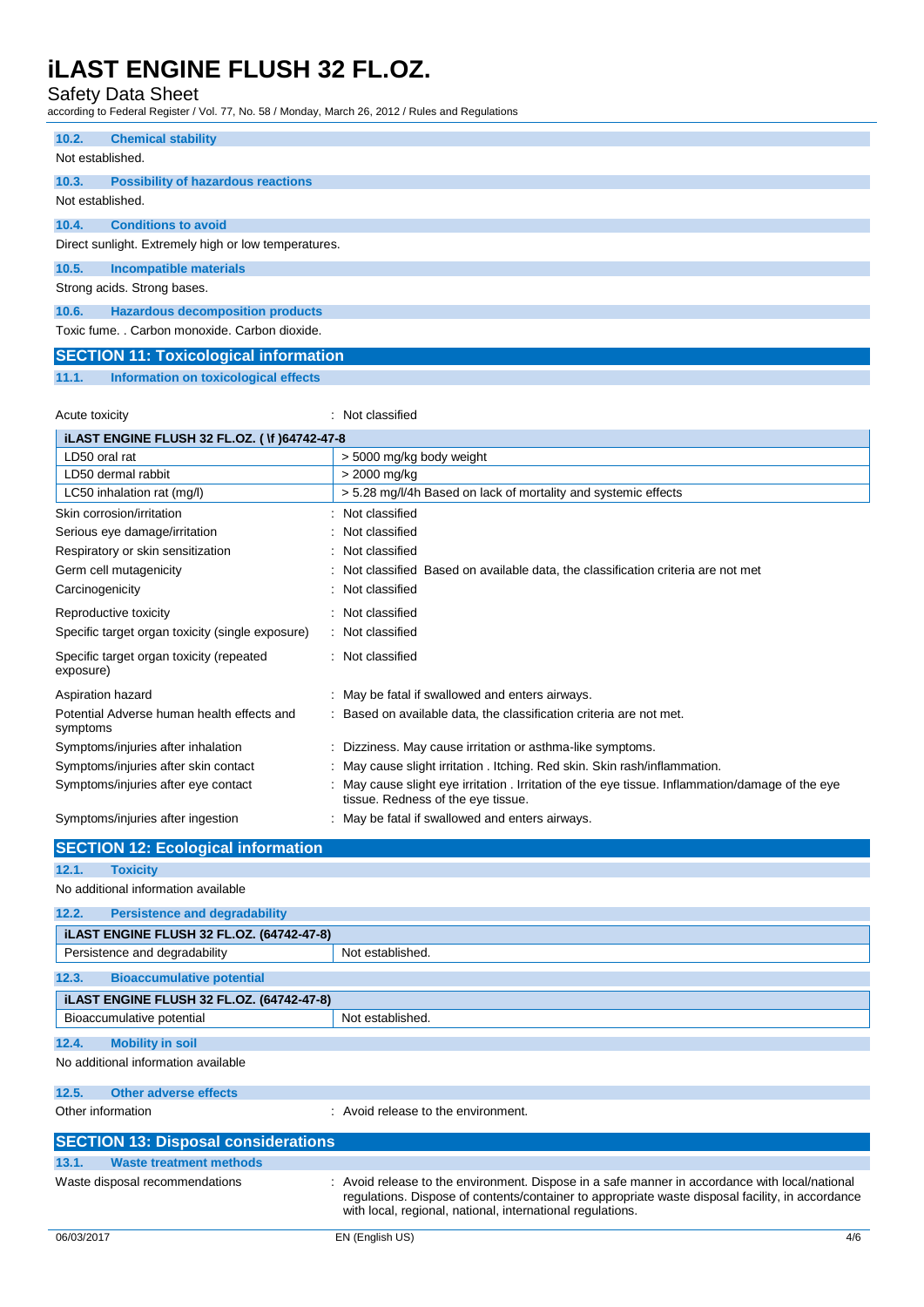#### 10.2. Chemical stability

Not established.

#### 10.3. Possibility of hazardous reactions

Not established.

#### 10.4. Conditions to avoid

Direct sunlight. Extremely high or low temperatures.

#### 10.5. Incompatible materials

Strong acids. Strong bases.

#### 10.6. Hazardous decomposition products

Toxic fume. . Carbon monoxide. Carbon dioxide.

## SECTION 11: Toxicological information

#### 11.1. Information on toxicological effects

Acute toxicity : Not classified

| iLAST ENGINE FLUSH 32 FL.OZ. ( \f )64742-47-8 | |
|---|---|
| LD50 oral rat | > 5000 mg/kg body weight |
| LD50 dermal rabbit | > 2000 mg/kg |
| LC50 inhalation rat (mg/l) | > 5.28 mg/l/4h Based on lack of mortality and systemic effects |

Skin corrosion/irritation : Not classified

Serious eye damage/irritation : Not classified

Respiratory or skin sensitization : Not classified

Germ cell mutagenicity : Not classified Based on available data, the classification criteria are not met

Carcinogenicity : Not classified

Reproductive toxicity : Not classified

Specific target organ toxicity (single exposure) : Not classified

Specific target organ toxicity (repeated exposure) : Not classified

Aspiration hazard : May be fatal if swallowed and enters airways.

Potential Adverse human health effects and symptoms : Based on available data, the classification criteria are not met.

Symptoms/injuries after inhalation : Dizziness. May cause irritation or asthma-like symptoms.

Symptoms/injuries after skin contact : May cause slight irritation . Itching. Red skin. Skin rash/inflammation.

Symptoms/injuries after eye contact : May cause slight eye irritation . Irritation of the eye tissue. Inflammation/damage of the eye tissue. Redness of the eye tissue.

Symptoms/injuries after ingestion : May be fatal if swallowed and enters airways.

## SECTION 12: Ecological information

#### 12.1. Toxicity

No additional information available

#### 12.2. Persistence and degradability

| iLAST ENGINE FLUSH 32 FL.OZ. (64742-47-8) | |
|---|---|
| Persistence and degradability | Not established. |

#### 12.3. Bioaccumulative potential

| iLAST ENGINE FLUSH 32 FL.OZ. (64742-47-8) | |
|---|---|
| Bioaccumulative potential | Not established. |

#### 12.4. Mobility in soil

No additional information available

#### 12.5. Other adverse effects

Other information : Avoid release to the environment.

## SECTION 13: Disposal considerations

#### 13.1. Waste treatment methods

Waste disposal recommendations : Avoid release to the environment. Dispose in a safe manner in accordance with local/national regulations. Dispose of contents/container to appropriate waste disposal facility, in accordance with local, regional, national, international regulations.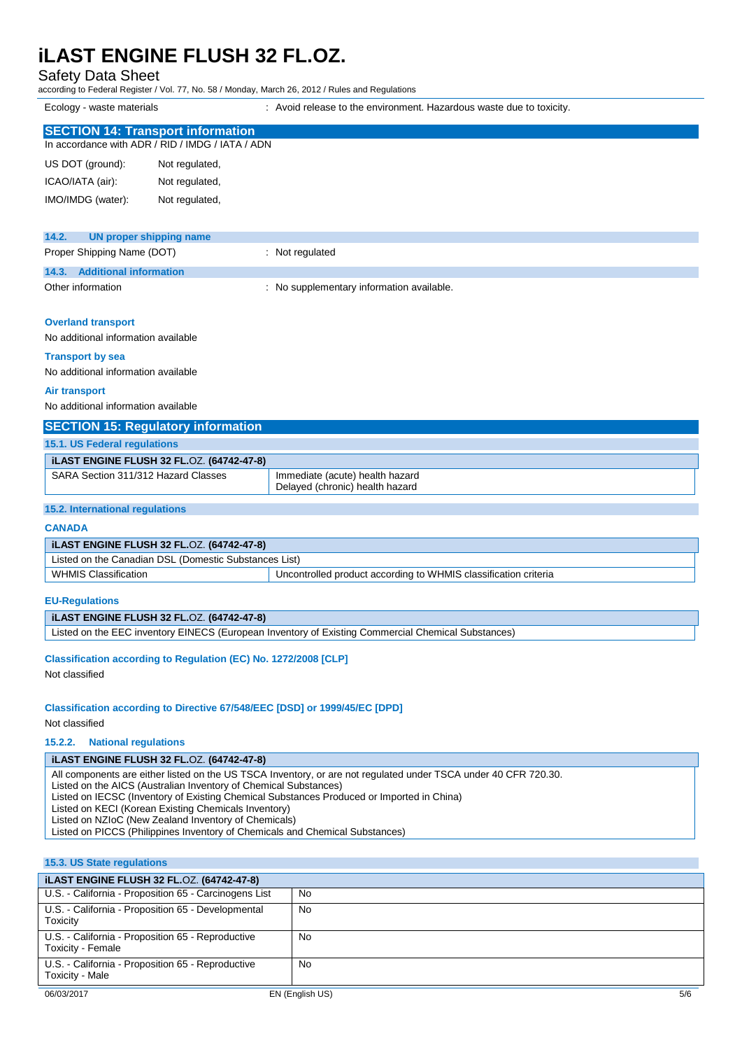| Ecology - waste materials | : Avoid release to the environment. Hazardous waste due to toxicity. |
|---|---|

## SECTION 14: Transport information

In accordance with ADR / RID / IMDG / IATA / ADN

| | |
|---|---|
| US DOT (ground): | Not regulated, |
| ICAO/IATA (air): | Not regulated, |
| IMO/IMDG (water): | Not regulated, |

### 14.2. UN proper shipping name

Proper Shipping Name (DOT) : Not regulated

### 14.3. Additional information

Other information : No supplementary information available.

**Overland transport**

No additional information available

**Transport by sea**

No additional information available

**Air transport**

No additional information available

## SECTION 15: Regulatory information

### 15.1. US Federal regulations

| iLAST ENGINE FLUSH 32 FL.OZ. (64742-47-8) | |
|---|---|
| SARA Section 311/312 Hazard Classes | Immediate (acute) health hazard<br>Delayed (chronic) health hazard |

### 15.2. International regulations

**CANADA**

| iLAST ENGINE FLUSH 32 FL.OZ. (64742-47-8) | |
|---|---|
| Listed on the Canadian DSL (Domestic Substances List) | |
| WHMIS Classification | Uncontrolled product according to WHMIS classification criteria |

**EU-Regulations**

| iLAST ENGINE FLUSH 32 FL.OZ. (64742-47-8) |
|---|
| Listed on the EEC inventory EINECS (European Inventory of Existing Commercial Chemical Substances) |

**Classification according to Regulation (EC) No. 1272/2008 [CLP]**

Not classified

**Classification according to Directive 67/548/EEC [DSD] or 1999/45/EC [DPD]**

Not classified

#### 15.2.2. National regulations

| iLAST ENGINE FLUSH 32 FL.OZ. (64742-47-8) |
|---|
| All components are either listed on the US TSCA Inventory, or are not regulated under TSCA under 40 CFR 720.30.<br>Listed on the AICS (Australian Inventory of Chemical Substances)<br>Listed on IECSC (Inventory of Existing Chemical Substances Produced or Imported in China)<br>Listed on KECI (Korean Existing Chemicals Inventory)<br>Listed on NZIoC (New Zealand Inventory of Chemicals)<br>Listed on PICCS (Philippines Inventory of Chemicals and Chemical Substances) |

### 15.3. US State regulations

| iLAST ENGINE FLUSH 32 FL.OZ. (64742-47-8) | |
|---|---|
| U.S. - California - Proposition 65 - Carcinogens List | No |
| U.S. - California - Proposition 65 - Developmental Toxicity | No |
| U.S. - California - Proposition 65 - Reproductive Toxicity - Female | No |
| U.S. - California - Proposition 65 - Reproductive Toxicity - Male | No |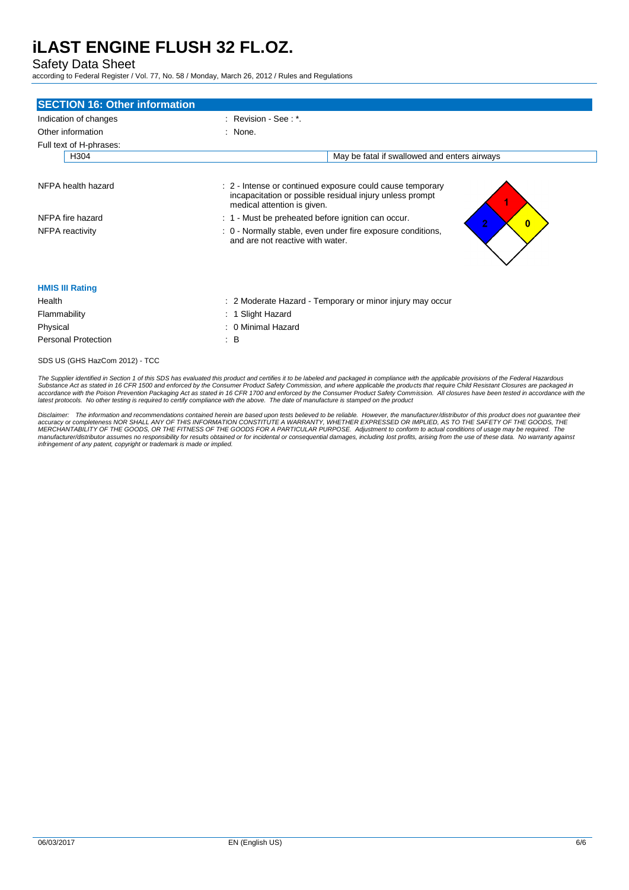## SECTION 16: Other information

Indication of changes : Revision - See : *.

Other information : None.

Full text of H-phrases:

| | |
|---|---|
| H304 | May be fatal if swallowed and enters airways |

NFPA health hazard : 2 - Intense or continued exposure could cause temporary incapacitation or possible residual injury unless prompt medical attention is given.

NFPA fire hazard : 1 - Must be preheated before ignition can occur.

NFPA reactivity : 0 - Normally stable, even under fire exposure conditions, and are not reactive with water.

1

2

0

### HMIS III Rating

Health : 2 Moderate Hazard - Temporary or minor injury may occur

Flammability : 1 Slight Hazard

Physical : 0 Minimal Hazard

Personal Protection : B

SDS US (GHS HazCom 2012) - TCC

*The Supplier identified in Section 1 of this SDS has evaluated this product and certifies it to be labeled and packaged in compliance with the applicable provisions of the Federal Hazardous Substance Act as stated in 16 CFR 1500 and enforced by the Consumer Product Safety Commission, and where applicable the products that require Child Resistant Closures are packaged in accordance with the Poison Prevention Packaging Act as stated in 16 CFR 1700 and enforced by the Consumer Product Safety Commission. All closures have been tested in accordance with the latest protocols. No other testing is required to certify compliance with the above. The date of manufacture is stamped on the product*

*Disclaimer: The information and recommendations contained herein are based upon tests believed to be reliable. However, the manufacturer/distributor of this product does not guarantee their accuracy or completeness NOR SHALL ANY OF THIS INFORMATION CONSTITUTE A WARRANTY, WHETHER EXPRESSED OR IMPLIED, AS TO THE SAFETY OF THE GOODS, THE MERCHANTABILITY OF THE GOODS, OR THE FITNESS OF THE GOODS FOR A PARTICULAR PURPOSE. Adjustment to conform to actual conditions of usage may be required. The manufacturer/distributor assumes no responsibility for results obtained or for incidental or consequential damages, including lost profits, arising from the use of these data. No warranty against infringement of any patent, copyright or trademark is made or implied.*